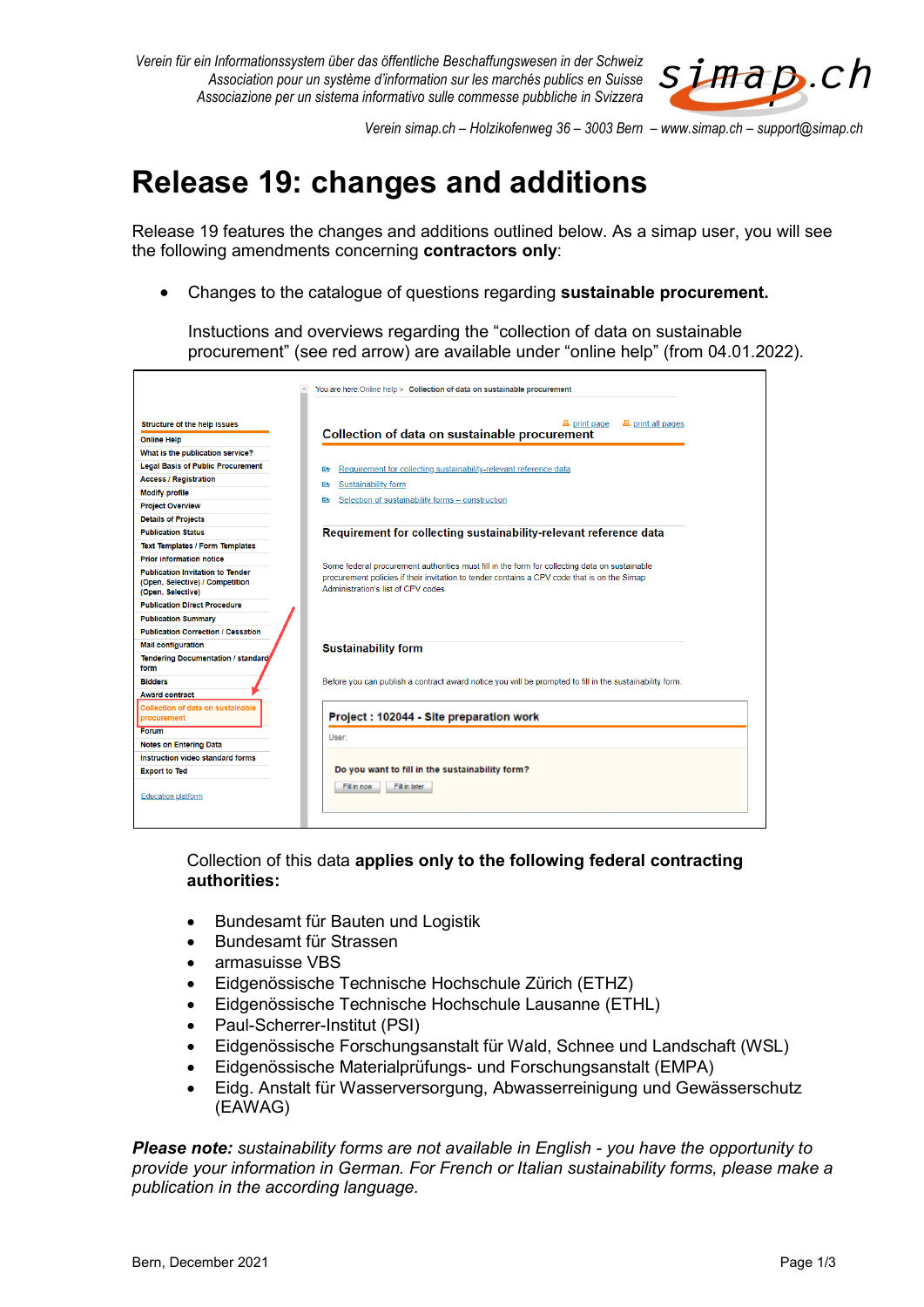# Release 19: changes and additions

Release 19 features the changes and additions outlined below. As a simap user, you will see the following amendments concerning **contractors only**:

- Changes to the catalogue of questions regarding **sustainable procurement.**

  Instuctions and overviews regarding the “collection of data on sustainable procurement” (see red arrow) are available under “online help” (from 04.01.2022).

  Collection of this data **applies only to the following federal contracting authorities:**

  - Bundesamt für Bauten und Logistik
  - Bundesamt für Strassen
  - armasuisse VBS
  - Eidgenössische Technische Hochschule Zürich (ETHZ)
  - Eidgenössische Technische Hochschule Lausanne (ETHL)
  - Paul-Scherrer-Institut (PSI)
  - Eidgenössische Forschungsanstalt für Wald, Schnee und Landschaft (WSL)
  - Eidgenössische Materialprüfungs- und Forschungsanstalt (EMPA)
  - Eidg. Anstalt für Wasserversorgung, Abwasserreinigung und Gewässerschutz (EAWAG)

***Please note:** sustainability forms are not available in English - you have the opportunity to provide your information in German. For French or Italian sustainability forms, please make a publication in the according language.*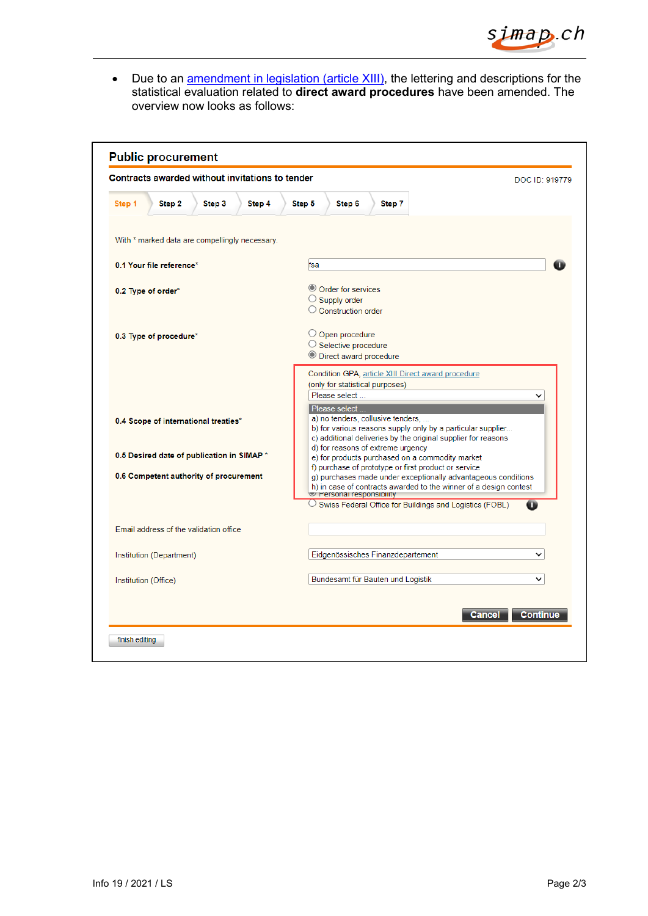- Due to an amendment in legislation (article XIII), the lettering and descriptions for the statistical evaluation related to **direct award procedures** have been amended. The overview now looks as follows:

## Public procurement

**Contracts awarded without invitations to tender**

DOC ID: 919779

Step 1 | Step 2 | Step 3 | Step 4 | Step 5 | Step 6 | Step 7

With * marked data are compellingly necessary.

**0.1 Your file reference***: fsa

**0.2 Type of order***

- Order for services
- Supply order
- Construction order

**0.3 Type of procedure***

- Open procedure
- Selective procedure
- Direct award procedure

Condition GPA, article XIII Direct award procedure
(only for statistical purposes)

Please select ...

- Please select ...
- a) no tenders, collusive tenders, ...
- b) for various reasons supply only by a particular supplier...
- c) additional deliveries by the original supplier for reasons
- d) for reasons of extreme urgency
- e) for products purchased on a commodity market
- f) purchase of prototype or first product or service
- g) purchases made under exceptionally advantageous conditions
- h) in case of contracts awarded to the winner of a design contest

**0.4 Scope of international treaties***

**0.5 Desired date of publication in SIMAP ***

**0.6 Competent authority of procurement**

- Personal responsibility
- Swiss Federal Office for Buildings and Logistics (FOBL)

Email address of the validation office

Institution (Department): Eidgenössisches Finanzdepartement

Institution (Office): Bundesamt für Bauten und Logistik

Cancel | Continue

finish editing

Info 19 / 2021 / LS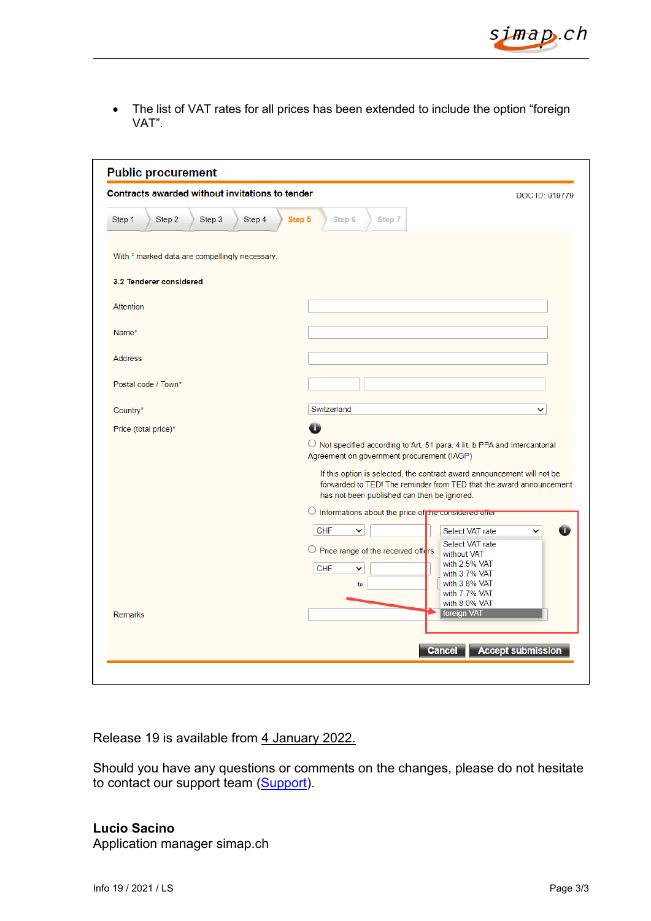- The list of VAT rates for all prices has been extended to include the option “foreign VAT”.

**Public procurement**

**Contracts awarded without invitations to tender**

DOC ID: 919779

Step 1 | Step 2 | Step 3 | Step 4 | **Step 5** | Step 6 | Step 7

With * marked data are compellingly necessary.

**3.2 Tenderer considered**

Attention

Name*

Address

Postal code / Town*

Country* — Switzerland

Price (total price)*

○ Not specified according to Art. 51 para. 4 lit. b PPA and Intercantonal Agreement on government procurement (IAGP)

If this option is selected, the contract award announcement will not be forwarded to TED! The reminder from TED that the award announcement has not been published can then be ignored.

○ Informations about the price of the considered offer

CHF — Select VAT rate

- Select VAT rate
- without VAT
- with 2.5% VAT
- with 3.7% VAT
- with 3.8% VAT
- with 7.7% VAT
- with 8.0% VAT
- foreign VAT

○ Price range of the received offers

CHF

to

Remarks

Cancel | Accept submission

Release 19 is available from 4 January 2022.

Should you have any questions or comments on the changes, please do not hesitate to contact our support team (Support).

**Lucio Sacino**
Application manager simap.ch

Info 19 / 2021 / LS